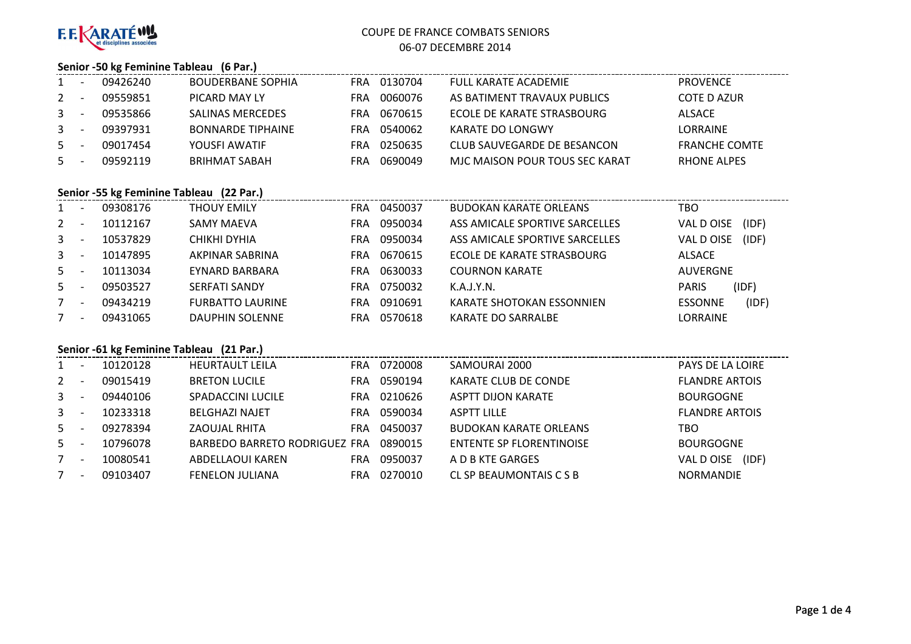F.F. KARATÉ et disciplines associées

# COUPE DE FRANCE COMBATS SENIORS

06-07 DECEMBRE 2014

### Senior -50 kg Feminine Tableau (6 Par.)

| Rang | | Licence | Nom | Nat. | Club N° | Club | Ligue |
|---|---|---|---|---|---|---|---|
| 1 | - | 09426240 | BOUDERBANE SOPHIA | FRA | 0130704 | FULL KARATE ACADEMIE | PROVENCE |
| 2 | - | 09559851 | PICARD MAY LY | FRA | 0060076 | AS BATIMENT TRAVAUX PUBLICS | COTE D AZUR |
| 3 | - | 09535866 | SALINAS MERCEDES | FRA | 0670615 | ECOLE DE KARATE STRASBOURG | ALSACE |
| 3 | - | 09397931 | BONNARDE TIPHAINE | FRA | 0540062 | KARATE DO LONGWY | LORRAINE |
| 5 | - | 09017454 | YOUSFI AWATIF | FRA | 0250635 | CLUB SAUVEGARDE DE BESANCON | FRANCHE COMTE |
| 5 | - | 09592119 | BRIHMAT SABAH | FRA | 0690049 | MJC MAISON POUR TOUS SEC KARAT | RHONE ALPES |

### Senior -55 kg Feminine Tableau (22 Par.)

| Rang | | Licence | Nom | Nat. | Club N° | Club | Ligue |
|---|---|---|---|---|---|---|---|
| 1 | - | 09308176 | THOUY EMILY | FRA | 0450037 | BUDOKAN KARATE ORLEANS | TBO |
| 2 | - | 10112167 | SAMY MAEVA | FRA | 0950034 | ASS AMICALE SPORTIVE SARCELLES | VAL D OISE (IDF) |
| 3 | - | 10537829 | CHIKHI DYHIA | FRA | 0950034 | ASS AMICALE SPORTIVE SARCELLES | VAL D OISE (IDF) |
| 3 | - | 10147895 | AKPINAR SABRINA | FRA | 0670615 | ECOLE DE KARATE STRASBOURG | ALSACE |
| 5 | - | 10113034 | EYNARD BARBARA | FRA | 0630033 | COURNON KARATE | AUVERGNE |
| 5 | - | 09503527 | SERFATI SANDY | FRA | 0750032 | K.A.J.Y.N. | PARIS (IDF) |
| 7 | - | 09434219 | FURBATTO LAURINE | FRA | 0910691 | KARATE SHOTOKAN ESSONNIEN | ESSONNE (IDF) |
| 7 | - | 09431065 | DAUPHIN SOLENNE | FRA | 0570618 | KARATE DO SARRALBE | LORRAINE |

### Senior -61 kg Feminine Tableau (21 Par.)

| Rang | | Licence | Nom | Nat. | Club N° | Club | Ligue |
|---|---|---|---|---|---|---|---|
| 1 | - | 10120128 | HEURTAULT LEILA | FRA | 0720008 | SAMOURAI 2000 | PAYS DE LA LOIRE |
| 2 | - | 09015419 | BRETON LUCILE | FRA | 0590194 | KARATE CLUB DE CONDE | FLANDRE ARTOIS |
| 3 | - | 09440106 | SPADACCINI LUCILE | FRA | 0210626 | ASPTT DIJON KARATE | BOURGOGNE |
| 3 | - | 10233318 | BELGHAZI NAJET | FRA | 0590034 | ASPTT LILLE | FLANDRE ARTOIS |
| 5 | - | 09278394 | ZAOUJAL RHITA | FRA | 0450037 | BUDOKAN KARATE ORLEANS | TBO |
| 5 | - | 10796078 | BARBEDO BARRETO RODRIGUEZ | FRA | 0890015 | ENTENTE SP FLORENTINOISE | BOURGOGNE |
| 7 | - | 10080541 | ABDELLAOUI KAREN | FRA | 0950037 | A D B KTE GARGES | VAL D OISE (IDF) |
| 7 | - | 09103407 | FENELON JULIANA | FRA | 0270010 | CL SP BEAUMONTAIS C S B | NORMANDIE |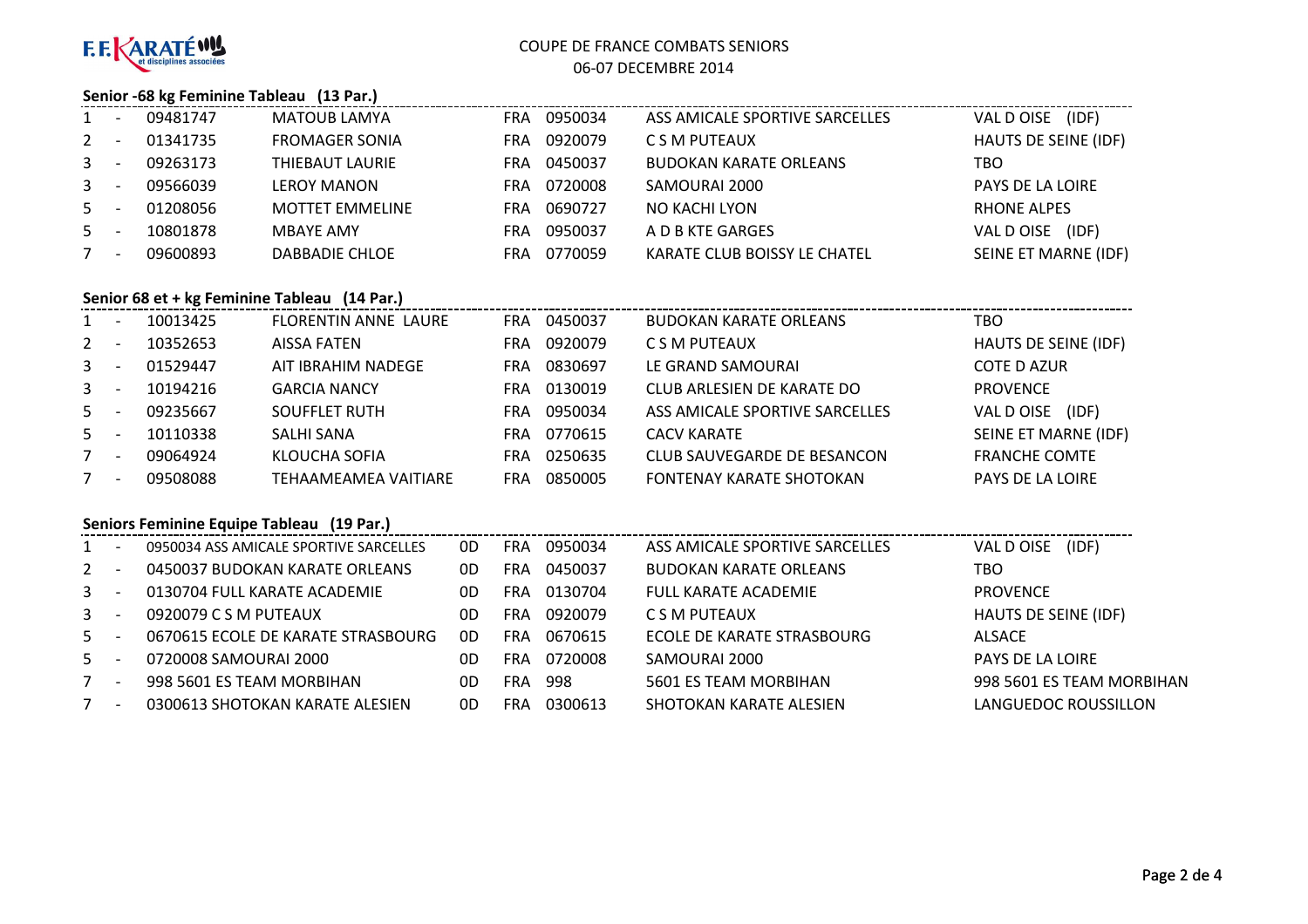F.F. KARATÉ et disciplines associées

COUPE DE FRANCE COMBATS SENIORS
06-07 DECEMBRE 2014

### Senior -68 kg Feminine Tableau (13 Par.)

| | | | | | | | |
|---|---|---|---|---|---|---|---|
| 1 | - | 09481747 | MATOUB LAMYA | FRA | 0950034 | ASS AMICALE SPORTIVE SARCELLES | VAL D OISE (IDF) |
| 2 | - | 01341735 | FROMAGER SONIA | FRA | 0920079 | C S M PUTEAUX | HAUTS DE SEINE (IDF) |
| 3 | - | 09263173 | THIEBAUT LAURIE | FRA | 0450037 | BUDOKAN KARATE ORLEANS | TBO |
| 3 | - | 09566039 | LEROY MANON | FRA | 0720008 | SAMOURAI 2000 | PAYS DE LA LOIRE |
| 5 | - | 01208056 | MOTTET EMMELINE | FRA | 0690727 | NO KACHI LYON | RHONE ALPES |
| 5 | - | 10801878 | MBAYE AMY | FRA | 0950037 | A D B KTE GARGES | VAL D OISE (IDF) |
| 7 | - | 09600893 | DABBADIE CHLOE | FRA | 0770059 | KARATE CLUB BOISSY LE CHATEL | SEINE ET MARNE (IDF) |

### Senior 68 et + kg Feminine Tableau (14 Par.)

| | | | | | | | |
|---|---|---|---|---|---|---|---|
| 1 | - | 10013425 | FLORENTIN ANNE LAURE | FRA | 0450037 | BUDOKAN KARATE ORLEANS | TBO |
| 2 | - | 10352653 | AISSA FATEN | FRA | 0920079 | C S M PUTEAUX | HAUTS DE SEINE (IDF) |
| 3 | - | 01529447 | AIT IBRAHIM NADEGE | FRA | 0830697 | LE GRAND SAMOURAI | COTE D AZUR |
| 3 | - | 10194216 | GARCIA NANCY | FRA | 0130019 | CLUB ARLESIEN DE KARATE DO | PROVENCE |
| 5 | - | 09235667 | SOUFFLET RUTH | FRA | 0950034 | ASS AMICALE SPORTIVE SARCELLES | VAL D OISE (IDF) |
| 5 | - | 10110338 | SALHI SANA | FRA | 0770615 | CACV KARATE | SEINE ET MARNE (IDF) |
| 7 | - | 09064924 | KLOUCHA SOFIA | FRA | 0250635 | CLUB SAUVEGARDE DE BESANCON | FRANCHE COMTE |
| 7 | - | 09508088 | TEHAAMEAMEA VAITIARE | FRA | 0850005 | FONTENAY KARATE SHOTOKAN | PAYS DE LA LOIRE |

### Seniors Feminine Equipe Tableau (19 Par.)

| | | | | | | | |
|---|---|---|---|---|---|---|---|
| 1 | - | 0950034 ASS AMICALE SPORTIVE SARCELLES | 0D | FRA | 0950034 | ASS AMICALE SPORTIVE SARCELLES | VAL D OISE (IDF) |
| 2 | - | 0450037 BUDOKAN KARATE ORLEANS | 0D | FRA | 0450037 | BUDOKAN KARATE ORLEANS | TBO |
| 3 | - | 0130704 FULL KARATE ACADEMIE | 0D | FRA | 0130704 | FULL KARATE ACADEMIE | PROVENCE |
| 3 | - | 0920079 C S M PUTEAUX | 0D | FRA | 0920079 | C S M PUTEAUX | HAUTS DE SEINE (IDF) |
| 5 | - | 0670615 ECOLE DE KARATE STRASBOURG | 0D | FRA | 0670615 | ECOLE DE KARATE STRASBOURG | ALSACE |
| 5 | - | 0720008 SAMOURAI 2000 | 0D | FRA | 0720008 | SAMOURAI 2000 | PAYS DE LA LOIRE |
| 7 | - | 998 5601 ES TEAM MORBIHAN | 0D | FRA | 998 | 5601 ES TEAM MORBIHAN | 998 5601 ES TEAM MORBIHAN |
| 7 | - | 0300613 SHOTOKAN KARATE ALESIEN | 0D | FRA | 0300613 | SHOTOKAN KARATE ALESIEN | LANGUEDOC ROUSSILLON |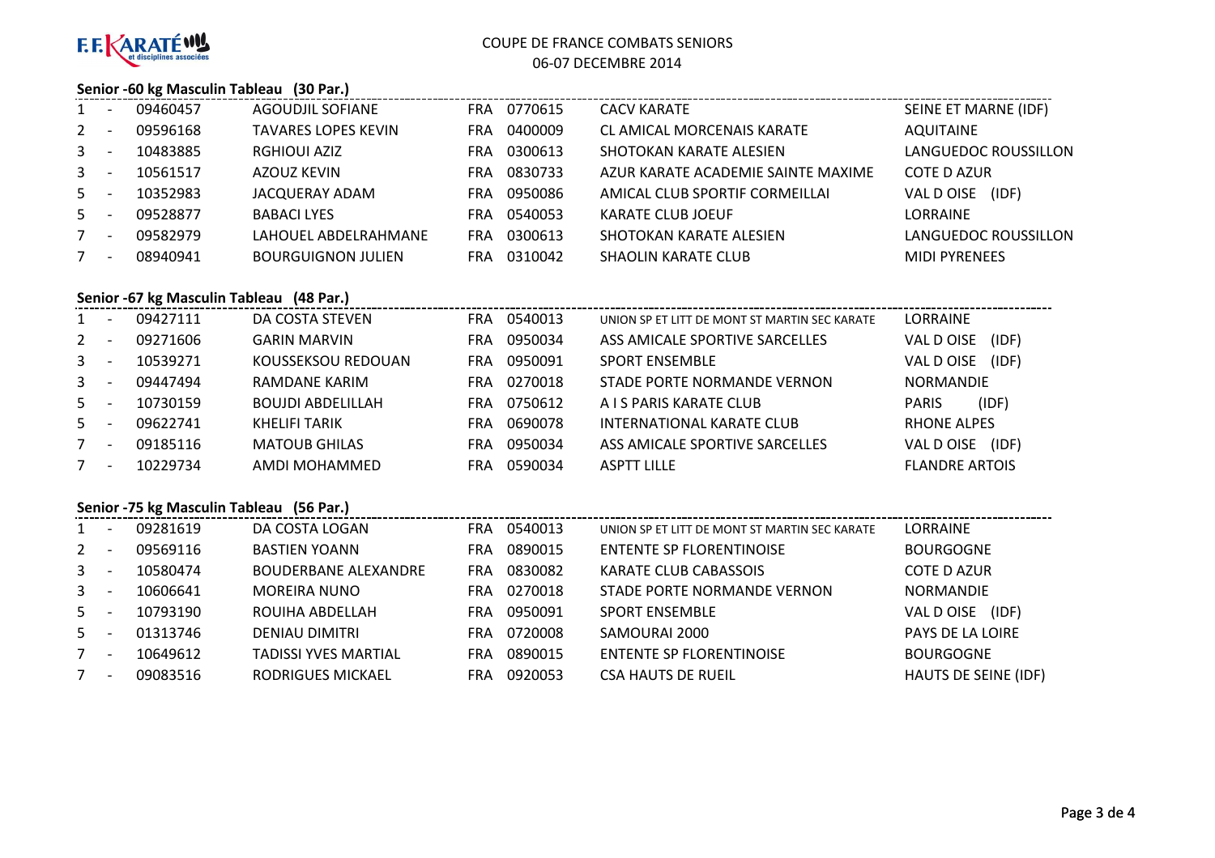F.F. KARATÉ et disciplines associées

COUPE DE FRANCE COMBATS SENIORS

06-07 DECEMBRE 2014

### Senior -60 kg Masculin Tableau (30 Par.)

| | | | | | | | |
|---|---|---|---|---|---|---|---|
| 1 | - | 09460457 | AGOUDJIL SOFIANE | FRA | 0770615 | CACV KARATE | SEINE ET MARNE (IDF) |
| 2 | - | 09596168 | TAVARES LOPES KEVIN | FRA | 0400009 | CL AMICAL MORCENAIS KARATE | AQUITAINE |
| 3 | - | 10483885 | RGHIOUI AZIZ | FRA | 0300613 | SHOTOKAN KARATE ALESIEN | LANGUEDOC ROUSSILLON |
| 3 | - | 10561517 | AZOUZ KEVIN | FRA | 0830733 | AZUR KARATE ACADEMIE SAINTE MAXIME | COTE D AZUR |
| 5 | - | 10352983 | JACQUERAY ADAM | FRA | 0950086 | AMICAL CLUB SPORTIF CORMEILLAI | VAL D OISE (IDF) |
| 5 | - | 09528877 | BABACI LYES | FRA | 0540053 | KARATE CLUB JOEUF | LORRAINE |
| 7 | - | 09582979 | LAHOUEL ABDELRAHMANE | FRA | 0300613 | SHOTOKAN KARATE ALESIEN | LANGUEDOC ROUSSILLON |
| 7 | - | 08940941 | BOURGUIGNON JULIEN | FRA | 0310042 | SHAOLIN KARATE CLUB | MIDI PYRENEES |

### Senior -67 kg Masculin Tableau (48 Par.)

| | | | | | | | |
|---|---|---|---|---|---|---|---|
| 1 | - | 09427111 | DA COSTA STEVEN | FRA | 0540013 | UNION SP ET LITT DE MONT ST MARTIN SEC KARATE | LORRAINE |
| 2 | - | 09271606 | GARIN MARVIN | FRA | 0950034 | ASS AMICALE SPORTIVE SARCELLES | VAL D OISE (IDF) |
| 3 | - | 10539271 | KOUSSEKSOU REDOUAN | FRA | 0950091 | SPORT ENSEMBLE | VAL D OISE (IDF) |
| 3 | - | 09447494 | RAMDANE KARIM | FRA | 0270018 | STADE PORTE NORMANDE VERNON | NORMANDIE |
| 5 | - | 10730159 | BOUJDI ABDELILLAH | FRA | 0750612 | A I S PARIS KARATE CLUB | PARIS (IDF) |
| 5 | - | 09622741 | KHELIFI TARIK | FRA | 0690078 | INTERNATIONAL KARATE CLUB | RHONE ALPES |
| 7 | - | 09185116 | MATOUB GHILAS | FRA | 0950034 | ASS AMICALE SPORTIVE SARCELLES | VAL D OISE (IDF) |
| 7 | - | 10229734 | AMDI MOHAMMED | FRA | 0590034 | ASPTT LILLE | FLANDRE ARTOIS |

### Senior -75 kg Masculin Tableau (56 Par.)

| | | | | | | | |
|---|---|---|---|---|---|---|---|
| 1 | - | 09281619 | DA COSTA LOGAN | FRA | 0540013 | UNION SP ET LITT DE MONT ST MARTIN SEC KARATE | LORRAINE |
| 2 | - | 09569116 | BASTIEN YOANN | FRA | 0890015 | ENTENTE SP FLORENTINOISE | BOURGOGNE |
| 3 | - | 10580474 | BOUDERBANE ALEXANDRE | FRA | 0830082 | KARATE CLUB CABASSOIS | COTE D AZUR |
| 3 | - | 10606641 | MOREIRA NUNO | FRA | 0270018 | STADE PORTE NORMANDE VERNON | NORMANDIE |
| 5 | - | 10793190 | ROUIHA ABDELLAH | FRA | 0950091 | SPORT ENSEMBLE | VAL D OISE (IDF) |
| 5 | - | 01313746 | DENIAU DIMITRI | FRA | 0720008 | SAMOURAI 2000 | PAYS DE LA LOIRE |
| 7 | - | 10649612 | TADISSI YVES MARTIAL | FRA | 0890015 | ENTENTE SP FLORENTINOISE | BOURGOGNE |
| 7 | - | 09083516 | RODRIGUES MICKAEL | FRA | 0920053 | CSA HAUTS DE RUEIL | HAUTS DE SEINE (IDF) |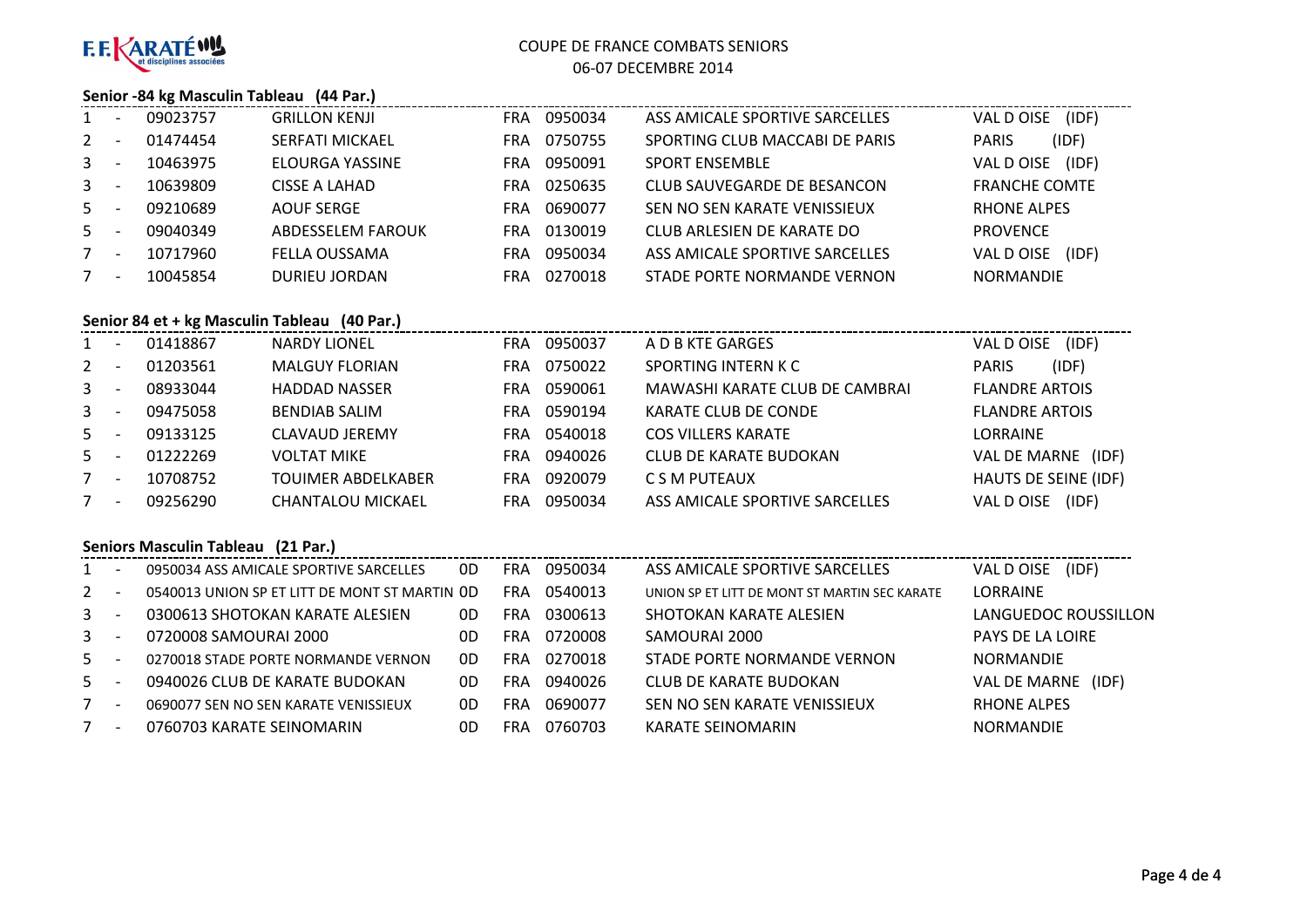F.F. KARATÉ et disciplines associées

COUPE DE FRANCE COMBATS SENIORS

06-07 DECEMBRE 2014

### Senior -84 kg Masculin Tableau (44 Par.)

| | | | | | | | |
|---|---|---|---|---|---|---|---|
| 1 | - | 09023757 | GRILLON KENJI | FRA | 0950034 | ASS AMICALE SPORTIVE SARCELLES | VAL D OISE (IDF) |
| 2 | - | 01474454 | SERFATI MICKAEL | FRA | 0750755 | SPORTING CLUB MACCABI DE PARIS | PARIS (IDF) |
| 3 | - | 10463975 | ELOURGA YASSINE | FRA | 0950091 | SPORT ENSEMBLE | VAL D OISE (IDF) |
| 3 | - | 10639809 | CISSE A LAHAD | FRA | 0250635 | CLUB SAUVEGARDE DE BESANCON | FRANCHE COMTE |
| 5 | - | 09210689 | AOUF SERGE | FRA | 0690077 | SEN NO SEN KARATE VENISSIEUX | RHONE ALPES |
| 5 | - | 09040349 | ABDESSELEM FAROUK | FRA | 0130019 | CLUB ARLESIEN DE KARATE DO | PROVENCE |
| 7 | - | 10717960 | FELLA OUSSAMA | FRA | 0950034 | ASS AMICALE SPORTIVE SARCELLES | VAL D OISE (IDF) |
| 7 | - | 10045854 | DURIEU JORDAN | FRA | 0270018 | STADE PORTE NORMANDE VERNON | NORMANDIE |

### Senior 84 et + kg Masculin Tableau (40 Par.)

| | | | | | | | |
|---|---|---|---|---|---|---|---|
| 1 | - | 01418867 | NARDY LIONEL | FRA | 0950037 | A D B KTE GARGES | VAL D OISE (IDF) |
| 2 | - | 01203561 | MALGUY FLORIAN | FRA | 0750022 | SPORTING INTERN K C | PARIS (IDF) |
| 3 | - | 08933044 | HADDAD NASSER | FRA | 0590061 | MAWASHI KARATE CLUB DE CAMBRAI | FLANDRE ARTOIS |
| 3 | - | 09475058 | BENDIAB SALIM | FRA | 0590194 | KARATE CLUB DE CONDE | FLANDRE ARTOIS |
| 5 | - | 09133125 | CLAVAUD JEREMY | FRA | 0540018 | COS VILLERS KARATE | LORRAINE |
| 5 | - | 01222269 | VOLTAT MIKE | FRA | 0940026 | CLUB DE KARATE BUDOKAN | VAL DE MARNE (IDF) |
| 7 | - | 10708752 | TOUIMER ABDELKABER | FRA | 0920079 | C S M PUTEAUX | HAUTS DE SEINE (IDF) |
| 7 | - | 09256290 | CHANTALOU MICKAEL | FRA | 0950034 | ASS AMICALE SPORTIVE SARCELLES | VAL D OISE (IDF) |

### Seniors Masculin Tableau (21 Par.)

| | | | | | | | |
|---|---|---|---|---|---|---|---|
| 1 | - | 0950034 ASS AMICALE SPORTIVE SARCELLES | 0D | FRA | 0950034 | ASS AMICALE SPORTIVE SARCELLES | VAL D OISE (IDF) |
| 2 | - | 0540013 UNION SP ET LITT DE MONT ST MARTIN | 0D | FRA | 0540013 | UNION SP ET LITT DE MONT ST MARTIN SEC KARATE | LORRAINE |
| 3 | - | 0300613 SHOTOKAN KARATE ALESIEN | 0D | FRA | 0300613 | SHOTOKAN KARATE ALESIEN | LANGUEDOC ROUSSILLON |
| 3 | - | 0720008 SAMOURAI 2000 | 0D | FRA | 0720008 | SAMOURAI 2000 | PAYS DE LA LOIRE |
| 5 | - | 0270018 STADE PORTE NORMANDE VERNON | 0D | FRA | 0270018 | STADE PORTE NORMANDE VERNON | NORMANDIE |
| 5 | - | 0940026 CLUB DE KARATE BUDOKAN | 0D | FRA | 0940026 | CLUB DE KARATE BUDOKAN | VAL DE MARNE (IDF) |
| 7 | - | 0690077 SEN NO SEN KARATE VENISSIEUX | 0D | FRA | 0690077 | SEN NO SEN KARATE VENISSIEUX | RHONE ALPES |
| 7 | - | 0760703 KARATE SEINOMARIN | 0D | FRA | 0760703 | KARATE SEINOMARIN | NORMANDIE |